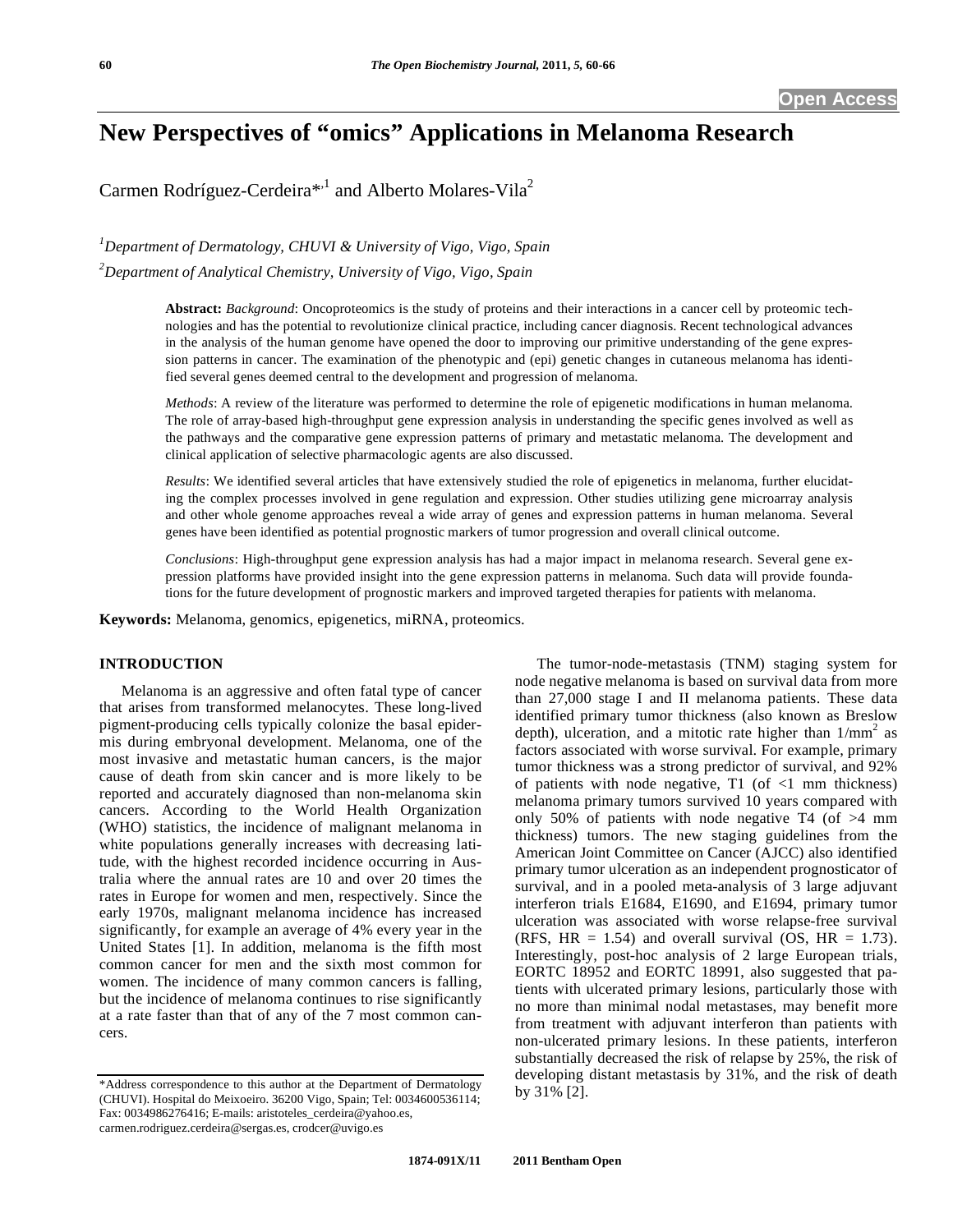# New Perspectives of "omics" Applications in Melanoma Research

Carmen Rodríguez-Cerdeira*[,1] and Alberto Molares-Vila[2]

[1]*Department of Dermatology, CHUVI & University of Vigo, Vigo, Spain*

[2]*Department of Analytical Chemistry, University of Vigo, Vigo, Spain*

**Abstract:** *Background*: Oncoproteomics is the study of proteins and their interactions in a cancer cell by proteomic technologies and has the potential to revolutionize clinical practice, including cancer diagnosis. Recent technological advances in the analysis of the human genome have opened the door to improving our primitive understanding of the gene expression patterns in cancer. The examination of the phenotypic and (epi) genetic changes in cutaneous melanoma has identified several genes deemed central to the development and progression of melanoma.

*Methods*: A review of the literature was performed to determine the role of epigenetic modifications in human melanoma. The role of array-based high-throughput gene expression analysis in understanding the specific genes involved as well as the pathways and the comparative gene expression patterns of primary and metastatic melanoma. The development and clinical application of selective pharmacologic agents are also discussed.

*Results*: We identified several articles that have extensively studied the role of epigenetics in melanoma, further elucidating the complex processes involved in gene regulation and expression. Other studies utilizing gene microarray analysis and other whole genome approaches reveal a wide array of genes and expression patterns in human melanoma. Several genes have been identified as potential prognostic markers of tumor progression and overall clinical outcome.

*Conclusions*: High-throughput gene expression analysis has had a major impact in melanoma research. Several gene expression platforms have provided insight into the gene expression patterns in melanoma. Such data will provide foundations for the future development of prognostic markers and improved targeted therapies for patients with melanoma.

**Keywords:** Melanoma, genomics, epigenetics, miRNA, proteomics.

## INTRODUCTION

Melanoma is an aggressive and often fatal type of cancer that arises from transformed melanocytes. These long-lived pigment-producing cells typically colonize the basal epidermis during embryonal development. Melanoma, one of the most invasive and metastatic human cancers, is the major cause of death from skin cancer and is more likely to be reported and accurately diagnosed than non-melanoma skin cancers. According to the World Health Organization (WHO) statistics, the incidence of malignant melanoma in white populations generally increases with decreasing latitude, with the highest recorded incidence occurring in Australia where the annual rates are 10 and over 20 times the rates in Europe for women and men, respectively. Since the early 1970s, malignant melanoma incidence has increased significantly, for example an average of 4% every year in the United States [1]. In addition, melanoma is the fifth most common cancer for men and the sixth most common for women. The incidence of many common cancers is falling, but the incidence of melanoma continues to rise significantly at a rate faster than that of any of the 7 most common cancers.

The tumor-node-metastasis (TNM) staging system for node negative melanoma is based on survival data from more than 27,000 stage I and II melanoma patients. These data identified primary tumor thickness (also known as Breslow depth), ulceration, and a mitotic rate higher than $1/mm^2$ as factors associated with worse survival. For example, primary tumor thickness was a strong predictor of survival, and 92% of patients with node negative, T1 (of <1 mm thickness) melanoma primary tumors survived 10 years compared with only 50% of patients with node negative T4 (of >4 mm thickness) tumors. The new staging guidelines from the American Joint Committee on Cancer (AJCC) also identified primary tumor ulceration as an independent prognosticator of survival, and in a pooled meta-analysis of 3 large adjuvant interferon trials E1684, E1690, and E1694, primary tumor ulceration was associated with worse relapse-free survival (RFS, HR = 1.54) and overall survival (OS, HR = 1.73). Interestingly, post-hoc analysis of 2 large European trials, EORTC 18952 and EORTC 18991, also suggested that patients with ulcerated primary lesions, particularly those with no more than minimal nodal metastases, may benefit more from treatment with adjuvant interferon than patients with non-ulcerated primary lesions. In these patients, interferon substantially decreased the risk of relapse by 25%, the risk of developing distant metastasis by 31%, and the risk of death by 31% [2].

*Address correspondence to this author at the Department of Dermatology (CHUVI). Hospital do Meixoeiro. 36200 Vigo, Spain; Tel: 0034600536114; Fax: 0034986276416; E-mails: aristoteles_cerdeira@yahoo.es, carmen.rodriguez.cerdeira@sergas.es, crodcer@uvigo.es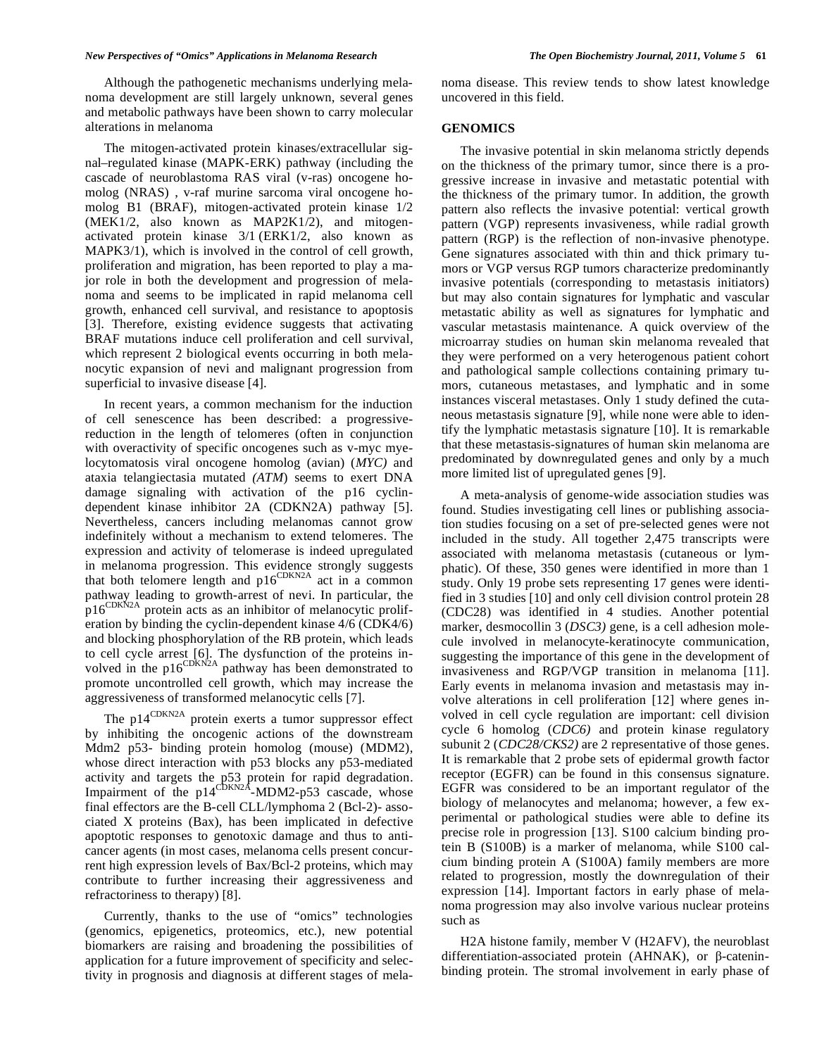Although the pathogenetic mechanisms underlying melanoma development are still largely unknown, several genes and metabolic pathways have been shown to carry molecular alterations in melanoma

The mitogen-activated protein kinases/extracellular signal–regulated kinase (MAPK-ERK) pathway (including the cascade of neuroblastoma RAS viral (v-ras) oncogene homolog (NRAS) , v-raf murine sarcoma viral oncogene homolog B1 (BRAF), mitogen-activated protein kinase 1/2 (MEK1/2, also known as MAP2K1/2), and mitogen-activated protein kinase 3/1 (ERK1/2, also known as MAPK3/1), which is involved in the control of cell growth, proliferation and migration, has been reported to play a major role in both the development and progression of melanoma and seems to be implicated in rapid melanoma cell growth, enhanced cell survival, and resistance to apoptosis [3]. Therefore, existing evidence suggests that activating BRAF mutations induce cell proliferation and cell survival, which represent 2 biological events occurring in both melanocytic expansion of nevi and malignant progression from superficial to invasive disease [4].

In recent years, a common mechanism for the induction of cell senescence has been described: a progressive-reduction in the length of telomeres (often in conjunction with overactivity of specific oncogenes such as v-myc myelocytomatosis viral oncogene homolog (avian) (*MYC)* and ataxia telangiectasia mutated *(ATM*) seems to exert DNA damage signaling with activation of the p16 cyclin-dependent kinase inhibitor 2A (CDKN2A) pathway [5]. Nevertheless, cancers including melanomas cannot grow indefinitely without a mechanism to extend telomeres. The expression and activity of telomerase is indeed upregulated in melanoma progression. This evidence strongly suggests that both telomere length and $p16^{CDKN2A}$ act in a common pathway leading to growth-arrest of nevi. In particular, the $p16^{CDKN2A}$ protein acts as an inhibitor of melanocytic proliferation by binding the cyclin-dependent kinase 4/6 (CDK4/6) and blocking phosphorylation of the RB protein, which leads to cell cycle arrest [6]. The dysfunction of the proteins involved in the $p16^{CDKN2A}$ pathway has been demonstrated to promote uncontrolled cell growth, which may increase the aggressiveness of transformed melanocytic cells [7].

The $p14^{CDKN2A}$ protein exerts a tumor suppressor effect by inhibiting the oncogenic actions of the downstream Mdm2 p53- binding protein homolog (mouse) (MDM2), whose direct interaction with p53 blocks any p53-mediated activity and targets the p53 protein for rapid degradation. Impairment of the $p14^{CDKN2A}$-MDM2-p53 cascade, whose final effectors are the B-cell CLL/lymphoma 2 (Bcl-2)- associated X proteins (Bax), has been implicated in defective apoptotic responses to genotoxic damage and thus to anticancer agents (in most cases, melanoma cells present concurrent high expression levels of Bax/Bcl-2 proteins, which may contribute to further increasing their aggressiveness and refractoriness to therapy) [8].

Currently, thanks to the use of "omics" technologies (genomics, epigenetics, proteomics, etc.), new potential biomarkers are raising and broadening the possibilities of application for a future improvement of specificity and selectivity in prognosis and diagnosis at different stages of melanoma disease. This review tends to show latest knowledge uncovered in this field.

## GENOMICS

The invasive potential in skin melanoma strictly depends on the thickness of the primary tumor, since there is a progressive increase in invasive and metastatic potential with the thickness of the primary tumor. In addition, the growth pattern also reflects the invasive potential: vertical growth pattern (VGP) represents invasiveness, while radial growth pattern (RGP) is the reflection of non-invasive phenotype. Gene signatures associated with thin and thick primary tumors or VGP versus RGP tumors characterize predominantly invasive potentials (corresponding to metastasis initiators) but may also contain signatures for lymphatic and vascular metastatic ability as well as signatures for lymphatic and vascular metastasis maintenance. A quick overview of the microarray studies on human skin melanoma revealed that they were performed on a very heterogenous patient cohort and pathological sample collections containing primary tumors, cutaneous metastases, and lymphatic and in some instances visceral metastases. Only 1 study defined the cutaneous metastasis signature [9], while none were able to identify the lymphatic metastasis signature [10]. It is remarkable that these metastasis-signatures of human skin melanoma are predominated by downregulated genes and only by a much more limited list of upregulated genes [9].

A meta-analysis of genome-wide association studies was found. Studies investigating cell lines or publishing association studies focusing on a set of pre-selected genes were not included in the study. All together 2,475 transcripts were associated with melanoma metastasis (cutaneous or lymphatic). Of these, 350 genes were identified in more than 1 study. Only 19 probe sets representing 17 genes were identified in 3 studies [10] and only cell division control protein 28 (CDC28) was identified in 4 studies. Another potential marker, desmocollin 3 (*DSC3)* gene, is a cell adhesion molecule involved in melanocyte-keratinocyte communication, suggesting the importance of this gene in the development of invasiveness and RGP/VGP transition in melanoma [11]. Early events in melanoma invasion and metastasis may involve alterations in cell proliferation [12] where genes involved in cell cycle regulation are important: cell division cycle 6 homolog (*CDC6)* and protein kinase regulatory subunit 2 (*CDC28/CKS2)* are 2 representative of those genes. It is remarkable that 2 probe sets of epidermal growth factor receptor (EGFR) can be found in this consensus signature. EGFR was considered to be an important regulator of the biology of melanocytes and melanoma; however, a few experimental or pathological studies were able to define its precise role in progression [13]. S100 calcium binding protein B (S100B) is a marker of melanoma, while S100 calcium binding protein A (S100A) family members are more related to progression, mostly the downregulation of their expression [14]. Important factors in early phase of melanoma progression may also involve various nuclear proteins such as

H2A histone family, member V (H2AFV), the neuroblast differentiation-associated protein (AHNAK), or β-catenin-binding protein. The stromal involvement in early phase of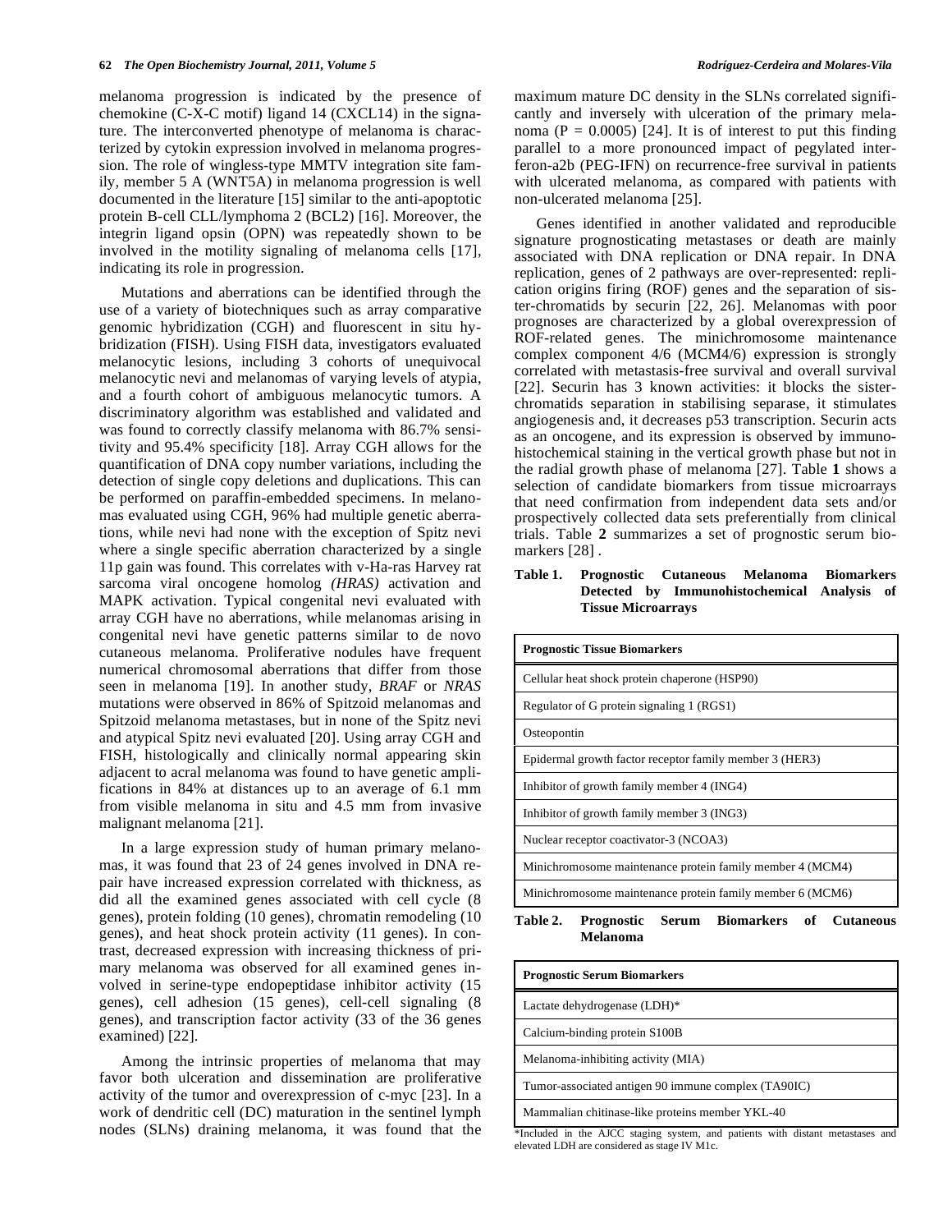melanoma progression is indicated by the presence of chemokine (C-X-C motif) ligand 14 (CXCL14) in the signature. The interconverted phenotype of melanoma is characterized by cytokin expression involved in melanoma progression. The role of wingless-type MMTV integration site family, member 5 A (WNT5A) in melanoma progression is well documented in the literature [15] similar to the anti-apoptotic protein B-cell CLL/lymphoma 2 (BCL2) [16]. Moreover, the integrin ligand opsin (OPN) was repeatedly shown to be involved in the motility signaling of melanoma cells [17], indicating its role in progression.

Mutations and aberrations can be identified through the use of a variety of biotechniques such as array comparative genomic hybridization (CGH) and fluorescent in situ hybridization (FISH). Using FISH data, investigators evaluated melanocytic lesions, including 3 cohorts of unequivocal melanocytic nevi and melanomas of varying levels of atypia, and a fourth cohort of ambiguous melanocytic tumors. A discriminatory algorithm was established and validated and was found to correctly classify melanoma with 86.7% sensitivity and 95.4% specificity [18]. Array CGH allows for the quantification of DNA copy number variations, including the detection of single copy deletions and duplications. This can be performed on paraffin-embedded specimens. In melanomas evaluated using CGH, 96% had multiple genetic aberrations, while nevi had none with the exception of Spitz nevi where a single specific aberration characterized by a single 11p gain was found. This correlates with v-Ha-ras Harvey rat sarcoma viral oncogene homolog *(HRAS)* activation and MAPK activation. Typical congenital nevi evaluated with array CGH have no aberrations, while melanomas arising in congenital nevi have genetic patterns similar to de novo cutaneous melanoma. Proliferative nodules have frequent numerical chromosomal aberrations that differ from those seen in melanoma [19]. In another study, *BRAF* or *NRAS* mutations were observed in 86% of Spitzoid melanomas and Spitzoid melanoma metastases, but in none of the Spitz nevi and atypical Spitz nevi evaluated [20]. Using array CGH and FISH, histologically and clinically normal appearing skin adjacent to acral melanoma was found to have genetic amplifications in 84% at distances up to an average of 6.1 mm from visible melanoma in situ and 4.5 mm from invasive malignant melanoma [21].

In a large expression study of human primary melanomas, it was found that 23 of 24 genes involved in DNA repair have increased expression correlated with thickness, as did all the examined genes associated with cell cycle (8 genes), protein folding (10 genes), chromatin remodeling (10 genes), and heat shock protein activity (11 genes). In contrast, decreased expression with increasing thickness of primary melanoma was observed for all examined genes involved in serine-type endopeptidase inhibitor activity (15 genes), cell adhesion (15 genes), cell-cell signaling (8 genes), and transcription factor activity (33 of the 36 genes examined) [22].

Among the intrinsic properties of melanoma that may favor both ulceration and dissemination are proliferative activity of the tumor and overexpression of c-myc [23]. In a work of dendritic cell (DC) maturation in the sentinel lymph nodes (SLNs) draining melanoma, it was found that the maximum mature DC density in the SLNs correlated significantly and inversely with ulceration of the primary melanoma ($P = 0.0005$) [24]. It is of interest to put this finding parallel to a more pronounced impact of pegylated interferon-a2b (PEG-IFN) on recurrence-free survival in patients with ulcerated melanoma, as compared with patients with non-ulcerated melanoma [25].

Genes identified in another validated and reproducible signature prognosticating metastases or death are mainly associated with DNA replication or DNA repair. In DNA replication, genes of 2 pathways are over-represented: replication origins firing (ROF) genes and the separation of sister-chromatids by securin [22, 26]. Melanomas with poor prognoses are characterized by a global overexpression of ROF-related genes. The minichromosome maintenance complex component 4/6 (MCM4/6) expression is strongly correlated with metastasis-free survival and overall survival [22]. Securin has 3 known activities: it blocks the sister-chromatids separation in stabilising separase, it stimulates angiogenesis and, it decreases p53 transcription. Securin acts as an oncogene, and its expression is observed by immunohistochemical staining in the vertical growth phase but not in the radial growth phase of melanoma [27]. Table **1** shows a selection of candidate biomarkers from tissue microarrays that need confirmation from independent data sets and/or prospectively collected data sets preferentially from clinical trials. Table **2** summarizes a set of prognostic serum biomarkers [28] .

**Table 1. Prognostic Cutaneous Melanoma Biomarkers Detected by Immunohistochemical Analysis of Tissue Microarrays**

| **Prognostic Tissue Biomarkers** |
|---|
| Cellular heat shock protein chaperone (HSP90) |
| Regulator of G protein signaling 1 (RGS1) |
| Osteopontin |
| Epidermal growth factor receptor family member 3 (HER3) |
| Inhibitor of growth family member 4 (ING4) |
| Inhibitor of growth family member 3 (ING3) |
| Nuclear receptor coactivator-3 (NCOA3) |
| Minichromosome maintenance protein family member 4 (MCM4) |
| Minichromosome maintenance protein family member 6 (MCM6) |

**Table 2. Prognostic Serum Biomarkers of Cutaneous Melanoma**

| **Prognostic Serum Biomarkers** |
|---|
| Lactate dehydrogenase (LDH)* |
| Calcium-binding protein S100B |
| Melanoma-inhibiting activity (MIA) |
| Tumor-associated antigen 90 immune complex (TA90IC) |
| Mammalian chitinase-like proteins member YKL-40 |

*Included in the AJCC staging system, and patients with distant metastases and elevated LDH are considered as stage IV M1c.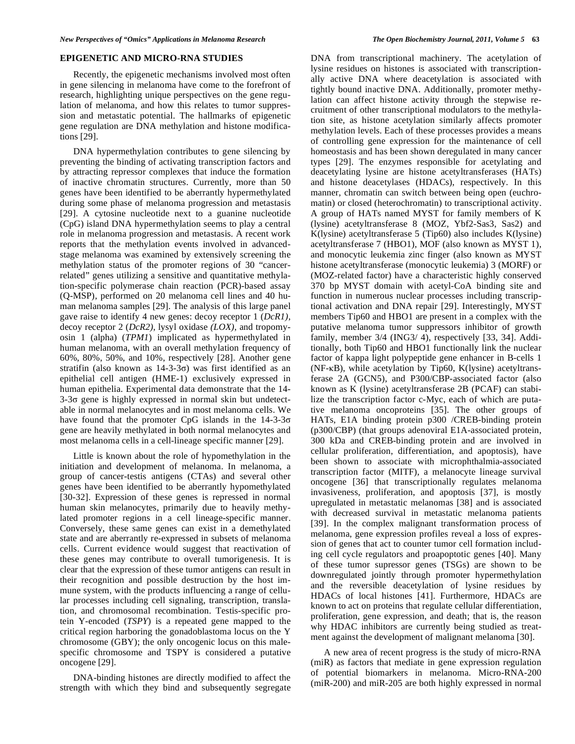## EPIGENETIC AND MICRO-RNA STUDIES

Recently, the epigenetic mechanisms involved most often in gene silencing in melanoma have come to the forefront of research, highlighting unique perspectives on the gene regulation of melanoma, and how this relates to tumor suppression and metastatic potential. The hallmarks of epigenetic gene regulation are DNA methylation and histone modifications [29].

DNA hypermethylation contributes to gene silencing by preventing the binding of activating transcription factors and by attracting repressor complexes that induce the formation of inactive chromatin structures. Currently, more than 50 genes have been identified to be aberrantly hypermethylated during some phase of melanoma progression and metastasis [29]. A cytosine nucleotide next to a guanine nucleotide (CpG) island DNA hypermethylation seems to play a central role in melanoma progression and metastasis. A recent work reports that the methylation events involved in advanced-stage melanoma was examined by extensively screening the methylation status of the promoter regions of 30 "cancer-related" genes utilizing a sensitive and quantitative methylation-specific polymerase chain reaction (PCR)-based assay (Q-MSP), performed on 20 melanoma cell lines and 40 human melanoma samples [29]. The analysis of this large panel gave raise to identify 4 new genes: decoy receptor 1 (*DcR1)*, decoy receptor 2 (*DcR2)*, lysyl oxidase *(LOX)*, and tropomyosin 1 (alpha) (*TPM1*) implicated as hypermethylated in human melanoma, with an overall methylation frequency of 60%, 80%, 50%, and 10%, respectively [28]. Another gene stratifin (also known as 14-3-3σ) was first identified as an epithelial cell antigen (HME-1) exclusively expressed in human epithelia. Experimental data demonstrate that the 14-3-3σ gene is highly expressed in normal skin but undetectable in normal melanocytes and in most melanoma cells. We have found that the promoter CpG islands in the 14-3-3σ gene are heavily methylated in both normal melanocytes and most melanoma cells in a cell-lineage specific manner [29].

Little is known about the role of hypomethylation in the initiation and development of melanoma. In melanoma, a group of cancer-testis antigens (CTAs) and several other genes have been identified to be aberrantly hypomethylated [30-32]. Expression of these genes is repressed in normal human skin melanocytes, primarily due to heavily methylated promoter regions in a cell lineage-specific manner. Conversely, these same genes can exist in a demethylated state and are aberrantly re-expressed in subsets of melanoma cells. Current evidence would suggest that reactivation of these genes may contribute to overall tumorigenesis. It is clear that the expression of these tumor antigens can result in their recognition and possible destruction by the host immune system, with the products influencing a range of cellular processes including cell signaling, transcription, translation, and chromosomal recombination. Testis-specific protein Y-encoded (*TSPY*) is a repeated gene mapped to the critical region harboring the gonadoblastoma locus on the Y chromosome (GBY); the only oncogenic locus on this male-specific chromosome and TSPY is considered a putative oncogene [29].

DNA-binding histones are directly modified to affect the strength with which they bind and subsequently segregate DNA from transcriptional machinery. The acetylation of lysine residues on histones is associated with transcriptionally active DNA where deacetylation is associated with tightly bound inactive DNA. Additionally, promoter methylation can affect histone activity through the stepwise recruitment of other transcriptional modulators to the methylation site, as histone acetylation similarly affects promoter methylation levels. Each of these processes provides a means of controlling gene expression for the maintenance of cell homeostasis and has been shown deregulated in many cancer types [29]. The enzymes responsible for acetylating and deacetylating lysine are histone acetyltransferases (HATs) and histone deacetylases (HDACs), respectively. In this manner, chromatin can switch between being open (euchromatin) or closed (heterochromatin) to transcriptional activity. A group of HATs named MYST for family members of K (lysine) acetyltransferase 8 (MOZ, Ybf2-Sas3, Sas2) and K(lysine) acetyltransferase 5 (Tip60) also includes K(lysine) acetyltransferase 7 (HBO1), MOF (also known as MYST 1), and monocytic leukemia zinc finger (also known as MYST histone acetyltransferase (monocytic leukemia) 3 (MORF) or (MOZ-related factor) have a characteristic highly conserved 370 bp MYST domain with acetyl-CoA binding site and function in numerous nuclear processes including transcriptional activation and DNA repair [29]. Interestingly, MYST members Tip60 and HBO1 are present in a complex with the putative melanoma tumor suppressors inhibitor of growth family, member 3/4 (ING3/ 4), respectively [33, 34]. Additionally, both Tip60 and HBO1 functionally link the nuclear factor of kappa light polypeptide gene enhancer in B-cells 1 (NF-κB), while acetylation by Tip60, K(lysine) acetyltransferase 2A (GCN5), and P300/CBP-associated factor (also known as K (lysine) acetyltransferase 2B (PCAF) can stabilize the transcription factor c-Myc, each of which are putative melanoma oncoproteins [35]. The other groups of HATs, E1A binding protein p300 /CREB-binding protein (p300/CBP) (that groups adenoviral E1A-associated protein, 300 kDa and CREB-binding protein and are involved in cellular proliferation, differentiation, and apoptosis), have been shown to associate with microphthalmia-associated transcription factor (MITF), a melanocyte lineage survival oncogene [36] that transcriptionally regulates melanoma invasiveness, proliferation, and apoptosis [37], is mostly upregulated in metastatic melanomas [38] and is associated with decreased survival in metastatic melanoma patients [39]. In the complex malignant transformation process of melanoma, gene expression profiles reveal a loss of expression of genes that act to counter tumor cell formation including cell cycle regulators and proapoptotic genes [40]. Many of these tumor supressor genes (TSGs) are shown to be downregulated jointly through promoter hypermethylation and the reversible deacetylation of lysine residues by HDACs of local histones [41]. Furthermore, HDACs are known to act on proteins that regulate cellular differentiation, proliferation, gene expression, and death; that is, the reason why HDAC inhibitors are currently being studied as treatment against the development of malignant melanoma [30].

A new area of recent progress is the study of micro-RNA (miR) as factors that mediate in gene expression regulation of potential biomarkers in melanoma. Micro-RNA-200 (miR-200) and miR-205 are both highly expressed in normal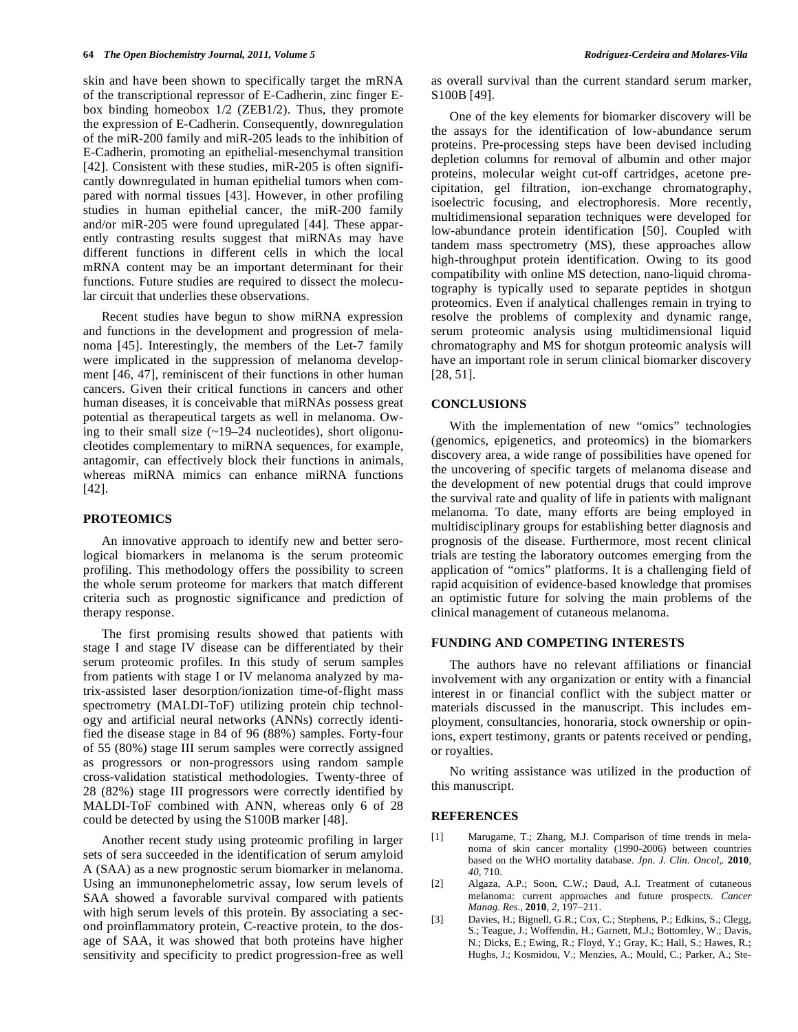skin and have been shown to specifically target the mRNA of the transcriptional repressor of E-Cadherin, zinc finger E-box binding homeobox 1/2 (ZEB1/2). Thus, they promote the expression of E-Cadherin. Consequently, downregulation of the miR-200 family and miR-205 leads to the inhibition of E-Cadherin, promoting an epithelial-mesenchymal transition [42]. Consistent with these studies, miR-205 is often significantly downregulated in human epithelial tumors when compared with normal tissues [43]. However, in other profiling studies in human epithelial cancer, the miR-200 family and/or miR-205 were found upregulated [44]. These apparently contrasting results suggest that miRNAs may have different functions in different cells in which the local mRNA content may be an important determinant for their functions. Future studies are required to dissect the molecular circuit that underlies these observations.

Recent studies have begun to show miRNA expression and functions in the development and progression of melanoma [45]. Interestingly, the members of the Let-7 family were implicated in the suppression of melanoma development [46, 47], reminiscent of their functions in other human cancers. Given their critical functions in cancers and other human diseases, it is conceivable that miRNAs possess great potential as therapeutical targets as well in melanoma. Owing to their small size (~19–24 nucleotides), short oligonucleotides complementary to miRNA sequences, for example, antagomir, can effectively block their functions in animals, whereas miRNA mimics can enhance miRNA functions [42].

## PROTEOMICS

An innovative approach to identify new and better serological biomarkers in melanoma is the serum proteomic profiling. This methodology offers the possibility to screen the whole serum proteome for markers that match different criteria such as prognostic significance and prediction of therapy response.

The first promising results showed that patients with stage I and stage IV disease can be differentiated by their serum proteomic profiles. In this study of serum samples from patients with stage I or IV melanoma analyzed by matrix-assisted laser desorption/ionization time-of-flight mass spectrometry (MALDI-ToF) utilizing protein chip technology and artificial neural networks (ANNs) correctly identified the disease stage in 84 of 96 (88%) samples. Forty-four of 55 (80%) stage III serum samples were correctly assigned as progressors or non-progressors using random sample cross-validation statistical methodologies. Twenty-three of 28 (82%) stage III progressors were correctly identified by MALDI-ToF combined with ANN, whereas only 6 of 28 could be detected by using the S100B marker [48].

Another recent study using proteomic profiling in larger sets of sera succeeded in the identification of serum amyloid A (SAA) as a new prognostic serum biomarker in melanoma. Using an immunonephelometric assay, low serum levels of SAA showed a favorable survival compared with patients with high serum levels of this protein. By associating a second proinflammatory protein, C-reactive protein, to the dosage of SAA, it was showed that both proteins have higher sensitivity and specificity to predict progression-free as well as overall survival than the current standard serum marker, S100B [49].

One of the key elements for biomarker discovery will be the assays for the identification of low-abundance serum proteins. Pre-processing steps have been devised including depletion columns for removal of albumin and other major proteins, molecular weight cut-off cartridges, acetone precipitation, gel filtration, ion-exchange chromatography, isoelectric focusing, and electrophoresis. More recently, multidimensional separation techniques were developed for low-abundance protein identification [50]. Coupled with tandem mass spectrometry (MS), these approaches allow high-throughput protein identification. Owing to its good compatibility with online MS detection, nano-liquid chromatography is typically used to separate peptides in shotgun proteomics. Even if analytical challenges remain in trying to resolve the problems of complexity and dynamic range, serum proteomic analysis using multidimensional liquid chromatography and MS for shotgun proteomic analysis will have an important role in serum clinical biomarker discovery [28, 51].

## CONCLUSIONS

With the implementation of new "omics" technologies (genomics, epigenetics, and proteomics) in the biomarkers discovery area, a wide range of possibilities have opened for the uncovering of specific targets of melanoma disease and the development of new potential drugs that could improve the survival rate and quality of life in patients with malignant melanoma. To date, many efforts are being employed in multidisciplinary groups for establishing better diagnosis and prognosis of the disease. Furthermore, most recent clinical trials are testing the laboratory outcomes emerging from the application of "omics" platforms. It is a challenging field of rapid acquisition of evidence-based knowledge that promises an optimistic future for solving the main problems of the clinical management of cutaneous melanoma.

## FUNDING AND COMPETING INTERESTS

The authors have no relevant affiliations or financial involvement with any organization or entity with a financial interest in or financial conflict with the subject matter or materials discussed in the manuscript. This includes employment, consultancies, honoraria, stock ownership or opinions, expert testimony, grants or patents received or pending, or royalties.

No writing assistance was utilized in the production of this manuscript.

## REFERENCES

[1] Marugame, T.; Zhang, M.J. Comparison of time trends in melanoma of skin cancer mortality (1990-2006) between countries based on the WHO mortality database. *Jpn. J. Clin. Oncol,*. **2010**, *40*, 710.

[2] Algaza, A.P.; Soon, C.W.; Daud, A.I. Treatment of cutaneous melanoma: current approaches and future prospects. *Cancer Manag. Res*., **2010**, *2*, 197–211.

[3] Davies, H.; Bignell, G.R.; Cox, C.; Stephens, P.; Edkins, S.; Clegg, S.; Teague, J.; Woffendin, H.; Garnett, M.J.; Bottomley, W.; Davis, N.; Dicks, E.; Ewing, R.; Floyd, Y.; Gray, K.; Hall, S.; Hawes, R.; Hughs, J.; Kosmidou, V.; Menzies, A.; Mould, C.; Parker, A.; Ste-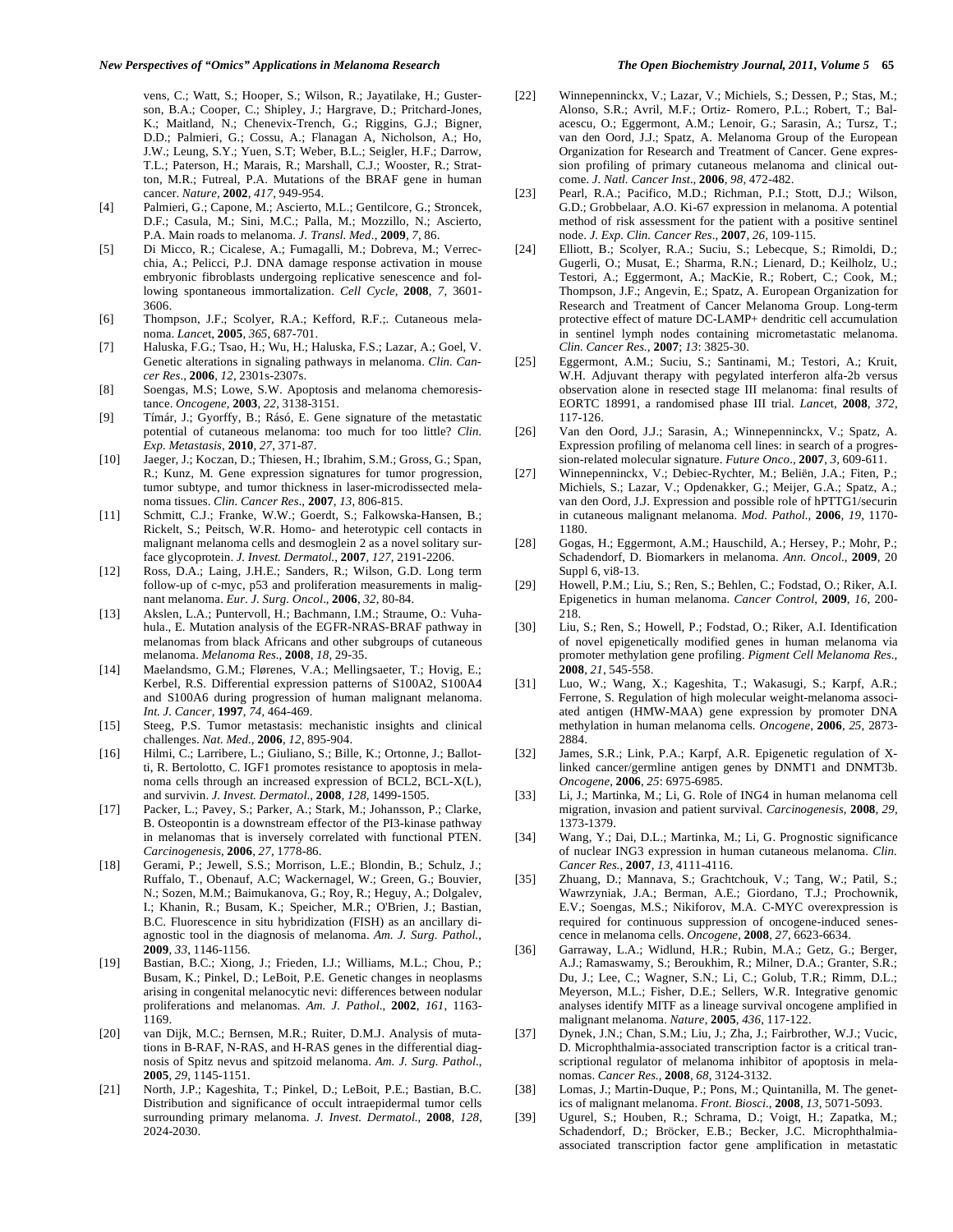vens, C.; Watt, S.; Hooper, S.; Wilson, R.; Jayatilake, H.; Gusterson, B.A.; Cooper, C.; Shipley, J.; Hargrave, D.; Pritchard-Jones, K.; Maitland, N.; Chenevix-Trench, G.; Riggins, G.J.; Bigner, D.D.; Palmieri, G.; Cossu, A.; Flanagan A, Nicholson, A.; Ho, J.W.; Leung, S.Y.; Yuen, S.T; Weber, B.L.; Seigler, H.F.; Darrow, T.L.; Paterson, H.; Marais, R.; Marshall, C.J.; Wooster, R.; Stratton, M.R.; Futreal, P.A. Mutations of the BRAF gene in human cancer. *Nature*, **2002**, *417*, 949-954.

[4] Palmieri, G.; Capone, M.; Ascierto, M.L.; Gentilcore, G.; Stroncek, D.F.; Casula, M.; Sini, M.C.; Palla, M.; Mozzillo, N.; Ascierto, P.A. Main roads to melanoma. *J. Transl. Med*., **2009**, *7*, 86.

[5] Di Micco, R.; Cicalese, A.; Fumagalli, M.; Dobreva, M.; Verrecchia, A.; Pelicci, P.J. DNA damage response activation in mouse embryonic fibroblasts undergoing replicative senescence and following spontaneous immortalization. *Cell Cycle*, **2008**, *7*, 3601-3606.

[6] Thompson, J.F.; Scolyer, R.A.; Kefford, R.F.;. Cutaneous melanoma. *Lance*t, **2005**, *365*, 687-701.

[7] Haluska, F.G.; Tsao, H.; Wu, H.; Haluska, F.S.; Lazar, A.; Goel, V. Genetic alterations in signaling pathways in melanoma. *Clin. Cancer Res*., **2006**, *12*, 2301s-2307s.

[8] Soengas, M.S; Lowe, S.W. Apoptosis and melanoma chemoresistance. *Oncogene*, **2003**, *22*, 3138-3151.

[9] Tímár, J.; Gyorffy, B.; Rásó, E. Gene signature of the metastatic potential of cutaneous melanoma: too much for too little? *Clin. Exp. Metastasis*, **2010**, *27*, 371-87.

[10] Jaeger, J.; Koczan, D.; Thiesen, H.; Ibrahim, S.M.; Gross, G.; Span, R.; Kunz, M. Gene expression signatures for tumor progression, tumor subtype, and tumor thickness in laser-microdissected melanoma tissues. *Clin. Cancer Res*., **2007**, *13*, 806-815.

[11] Schmitt, C.J.; Franke, W.W.; Goerdt, S.; Falkowska-Hansen, B.; Rickelt, S.; Peitsch, W.R. Homo- and heterotypic cell contacts in malignant melanoma cells and desmoglein 2 as a novel solitary surface glycoprotein. *J. Invest. Dermatol.*, **2007**, *127*, 2191-2206.

[12] Ross, D.A.; Laing, J.H.E.; Sanders, R.; Wilson, G.D. Long term follow-up of c-myc, p53 and proliferation measurements in malignant melanoma. *Eur. J. Surg. Oncol*., **2006**, *32*, 80-84.

[13] Akslen, L.A.; Puntervoll, H.; Bachmann, I.M.; Straume, O.: Vuhahula., E. Mutation analysis of the EGFR-NRAS-BRAF pathway in melanomas from black Africans and other subgroups of cutaneous melanoma. *Melanoma Res*., **2008**, *18*, 29-35.

[14] Maelandsmo, G.M.; Flørenes, V.A.; Mellingsaeter, T.; Hovig, E.; Kerbel, R.S. Differential expression patterns of S100A2, S100A4 and S100A6 during progression of human malignant melanoma. *Int. J. Cancer*, **1997**, *74*, 464-469.

[15] Steeg, P.S. Tumor metastasis: mechanistic insights and clinical challenges. *Nat. Med*., **2006**, *12*, 895-904.

[16] Hilmi, C.; Larribere, L.; Giuliano, S.; Bille, K.; Ortonne, J.; Ballotti, R. Bertolotto, C. IGF1 promotes resistance to apoptosis in melanoma cells through an increased expression of BCL2, BCL-X(L), and survivin. *J. Invest. Dermatol*., **2008**, *128*, 1499-1505.

[17] Packer, L.; Pavey, S.; Parker, A.; Stark, M.; Johansson, P.; Clarke, B. Osteopontin is a downstream effector of the PI3-kinase pathway in melanomas that is inversely correlated with functional PTEN. *Carcinogenesis*, **2006**, *27*, 1778-86.

[18] Gerami, P.; Jewell, S.S.; Morrison, L.E.; Blondin, B.; Schulz, J.; Ruffalo, T., Obenauf, A.C; Wackernagel, W.; Green, G.; Bouvier, N.; Sozen, M.M.; Baimukanova, G.; Roy, R.; Heguy, A.; Dolgalev, I.; Khanin, R.; Busam, K.; Speicher, M.R.; O'Brien, J.; Bastian, B.C. Fluorescence in situ hybridization (FISH) as an ancillary diagnostic tool in the diagnosis of melanoma. *Am. J. Surg. Pathol.*, **2009**, *33*, 1146-1156.

[19] Bastian, B.C.; Xiong, J.; Frieden, I.J.; Williams, M.L.; Chou, P.; Busam, K.; Pinkel, D.; LeBoit, P.E. Genetic changes in neoplasms arising in congenital melanocytic nevi: differences between nodular proliferations and melanomas. *Am. J. Pathol*., **2002**, *161*, 1163-1169.

[20] van Dijk, M.C.; Bernsen, M.R.; Ruiter, D.M.J. Analysis of mutations in B-RAF, N-RAS, and H-RAS genes in the differential diagnosis of Spitz nevus and spitzoid melanoma. *Am. J. Surg. Pathol*., **2005**, *29*, 1145-1151.

[21] North, J.P.; Kageshita, T.; Pinkel, D.; LeBoit, P.E.; Bastian, B.C. Distribution and significance of occult intraepidermal tumor cells surrounding primary melanoma. *J. Invest. Dermatol*., **2008**, *128*, 2024-2030.

[22] Winnepenninckx, V.; Lazar, V.; Michiels, S.; Dessen, P.; Stas, M.; Alonso, S.R.; Avril, M.F.; Ortiz- Romero, P.L.; Robert, T.; Balacescu, O.; Eggermont, A.M.; Lenoir, G.; Sarasin, A.; Tursz, T.; van den Oord, J.J.; Spatz, A. Melanoma Group of the European Organization for Research and Treatment of Cancer. Gene expression profiling of primary cutaneous melanoma and clinical outcome. *J. Natl. Cancer Inst*., **2006**, *98*, 472-482.

[23] Pearl, R.A.; Pacifico, M.D.; Richman, P.I.; Stott, D.J.; Wilson, G.D.; Grobbelaar, A.O. Ki-67 expression in melanoma. A potential method of risk assessment for the patient with a positive sentinel node. *J. Exp. Clin. Cancer Res*., **2007**, *26*, 109-115.

[24] Elliott, B.; Scolyer, R.A.; Suciu, S.; Lebecque, S.; Rimoldi, D.; Gugerli, O.; Musat, E.; Sharma, R.N.; Lienard, D.; Keilholz, U.; Testori, A.; Eggermont, A.; MacKie, R.; Robert, C.; Cook, M.; Thompson, J.F.; Angevin, E.; Spatz, A. European Organization for Research and Treatment of Cancer Melanoma Group. Long-term protective effect of mature DC-LAMP+ dendritic cell accumulation in sentinel lymph nodes containing micrometastatic melanoma. *Clin. Cancer Res.*, **2007**; *13*: 3825-30.

[25] Eggermont, A.M.; Suciu, S.; Santinami, M.; Testori, A.; Kruit, W.H. Adjuvant therapy with pegylated interferon alfa-2b versus observation alone in resected stage III melanoma: final results of EORTC 18991, a randomised phase III trial. *Lance*t, **2008**, *372*, 117-126.

[26] Van den Oord, J.J.; Sarasin, A.; Winnepenninckx, V.; Spatz, A. Expression profiling of melanoma cell lines: in search of a progression-related molecular signature. *Future Onco*., **2007**, *3*, 609-611.

[27] Winnepenninckx, V.; Debiec-Rychter, M.; Beliën, J.A.; Fiten, P.; Michiels, S.; Lazar, V.; Opdenakker, G.; Meijer, G.A.; Spatz, A.; van den Oord, J.J. Expression and possible role of hPTTG1/securin in cutaneous malignant melanoma. *Mod. Pathol*., **2006**, *19*, 1170-1180.

[28] Gogas, H.; Eggermont, A.M.; Hauschild, A.; Hersey, P.; Mohr, P.; Schadendorf, D. Biomarkers in melanoma. *Ann. Oncol*., **2009**, 20 Suppl 6, vi8-13.

[29] Howell, P.M.; Liu, S.; Ren, S.; Behlen, C.; Fodstad, O.; Riker, A.I. Epigenetics in human melanoma. *Cancer Control*, **2009**, *16*, 200-218.

[30] Liu, S.; Ren, S.; Howell, P.; Fodstad, O.; Riker, A.I. Identification of novel epigenetically modified genes in human melanoma via promoter methylation gene profiling. *Pigment Cell Melanoma Res*., **2008**, *21*, 545-558.

[31] Luo, W.; Wang, X.; Kageshita, T.; Wakasugi, S.; Karpf, A.R.; Ferrone, S. Regulation of high molecular weight-melanoma associated antigen (HMW-MAA) gene expression by promoter DNA methylation in human melanoma cells. *Oncogene*, **2006**, *25*, 2873-2884.

[32] James, S.R.; Link, P.A.; Karpf, A.R. Epigenetic regulation of X-linked cancer/germline antigen genes by DNMT1 and DNMT3b. *Oncogene*, **2006**, *25*: 6975-6985.

[33] Li, J.; Martinka, M.; Li, G. Role of ING4 in human melanoma cell migration, invasion and patient survival. *Carcinogenesis*, **2008**, *29*, 1373-1379.

[34] Wang, Y.; Dai, D.L.; Martinka, M.; Li, G. Prognostic significance of nuclear ING3 expression in human cutaneous melanoma. *Clin. Cancer Res.*, **2007**, *13*, 4111-4116.

[35] Zhuang, D.; Mannava, S.; Grachtchouk, V.; Tang, W.; Patil, S.; Wawrzyniak, J.A.; Berman, A.E.; Giordano, T.J.; Prochownik, E.V.; Soengas, M.S.; Nikiforov, M.A. C-MYC overexpression is required for continuous suppression of oncogene-induced senescence in melanoma cells. *Oncogene*, **2008**, *27*, 6623-6634.

[36] Garraway, L.A.; Widlund, H.R.; Rubin, M.A.; Getz, G.; Berger, A.J.; Ramaswamy, S.; Beroukhim, R.; Milner, D.A.; Granter, S.R.; Du, J.; Lee, C.; Wagner, S.N.; Li, C.; Golub, T.R.; Rimm, D.L.; Meyerson, M.L.; Fisher, D.E.; Sellers, W.R. Integrative genomic analyses identify MITF as a lineage survival oncogene amplified in malignant melanoma. *Nature*, **2005**, *436*, 117-122.

[37] Dynek, J.N.; Chan, S.M.; Liu, J.; Zha, J.; Fairbrother, W.J.; Vucic, D. Microphthalmia-associated transcription factor is a critical transcriptional regulator of melanoma inhibitor of apoptosis in melanomas. *Cancer Res.*, **2008**, *68*, 3124-3132.

[38] Lomas, J.; Martin-Duque, P.; Pons, M.; Quintanilla, M. The genetics of malignant melanoma. *Front. Biosci*., **2008**, *13*, 5071-5093.

[39] Ugurel, S.; Houben, R.; Schrama, D.; Voigt, H.; Zapatka, M.; Schadendorf, D.; Bröcker, E.B.; Becker, J.C. Microphthalmia-associated transcription factor gene amplification in metastatic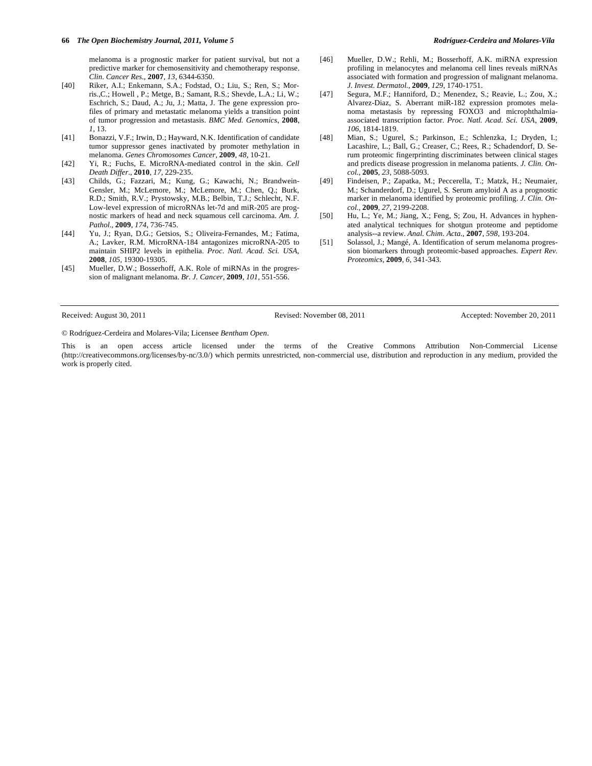melanoma is a prognostic marker for patient survival, but not a predictive marker for chemosensitivity and chemotherapy response. *Clin. Cancer Res.*, **2007**, *13*, 6344-6350.

[40] Riker, A.I.; Enkemann, S.A.; Fodstad, O.; Liu, S.; Ren, S.; Morris.,C.; Howell , P.; Metge, B.; Samant, R.S.; Shevde, L.A.; Li, W.; Eschrich, S.; Daud, A.; Ju, J.; Matta, J. The gene expression profiles of primary and metastatic melanoma yields a transition point of tumor progression and metastasis. *BMC Med. Genomics*, **2008**, *1*, 13.

[41] Bonazzi, V.F.; Irwin, D.; Hayward, N.K. Identification of candidate tumor suppressor genes inactivated by promoter methylation in melanoma. *Genes Chromosomes Cancer*, **2009**, *48*, 10-21.

[42] Yi, R.; Fuchs, E. MicroRNA-mediated control in the skin. *Cell Death Differ.*, **2010**, *17*, 229-235.

[43] Childs, G.; Fazzari, M.; Kung, G.; Kawachi, N.; Brandwein-Gensler, M.; McLemore, M.; McLemore, M.; Chen, Q.; Burk, R.D.; Smith, R.V.; Prystowsky, M.B.; Belbin, T.J.; Schlecht, N.F. Low-level expression of microRNAs let-7d and miR-205 are prognostic markers of head and neck squamous cell carcinoma. *Am. J. Pathol.*, **2009**, *174*, 736-745.

[44] Yu, J.; Ryan, D.G.; Getsios, S.; Oliveira-Fernandes, M.; Fatima, A.; Lavker, R.M. MicroRNA-184 antagonizes microRNA-205 to maintain SHIP2 levels in epithelia. *Proc. Natl. Acad. Sci. USA*, **2008**, *105*, 19300-19305.

[45] Mueller, D.W.; Bosserhoff, A.K. Role of miRNAs in the progression of malignant melanoma. *Br. J. Cancer*, **2009**, *101*, 551-556.

[46] Mueller, D.W.; Rehli, M.; Bosserhoff, A.K. miRNA expression profiling in melanocytes and melanoma cell lines reveals miRNAs associated with formation and progression of malignant melanoma. *J. Invest. Dermatol.*, **2009**, *129*, 1740-1751.

[47] Segura, M.F.; Hanniford, D.; Menendez, S.; Reavie, L.; Zou, X.; Alvarez-Diaz, S. Aberrant miR-182 expression promotes melanoma metastasis by repressing FOXO3 and microphthalmia-associated transcription factor. *Proc. Natl. Acad. Sci. USA*, **2009**, *106*, 1814-1819.

[48] Mian, S.; Ugurel, S.; Parkinson, E.; Schlenzka, I.; Dryden, I.; Lacashire, L.; Ball, G.; Creaser, C.; Rees, R.; Schadendorf, D. Serum proteomic fingerprinting discriminates between clinical stages and predicts disease progression in melanoma patients. *J. Clin. Oncol.*, **2005**, *23*, 5088-5093.

[49] Findeisen, P.; Zapatka, M.; Peccerella, T.; Matzk, H.; Neumaier, M.; Schanderdorf, D.; Ugurel, S. Serum amyloid A as a prognostic marker in melanoma identified by proteomic profiling. *J. Clin. Oncol.*, **2009**, *27*, 2199-2208.

[50] Hu, L.; Ye, M.; Jiang, X.; Feng, S; Zou, H. Advances in hyphenated analytical techniques for shotgun proteome and peptidome analysis--a review. *Anal. Chim. Acta.*, **2007**, *598*, 193-204.

[51] Solassol, J.; Mangé, A. Identification of serum melanoma progression biomarkers through proteomic-based approaches. *Expert Rev. Proteomics*, **2009**, *6*, 341-343.

---

Received: August 30, 2011 Revised: November 08, 2011 Accepted: November 20, 2011

© Rodríguez-Cerdeira and Molares-Vila; Licensee *Bentham Open*.

This is an open access article licensed under the terms of the Creative Commons Attribution Non-Commercial License (http://creativecommons.org/licenses/by-nc/3.0/) which permits unrestricted, non-commercial use, distribution and reproduction in any medium, provided the work is properly cited.